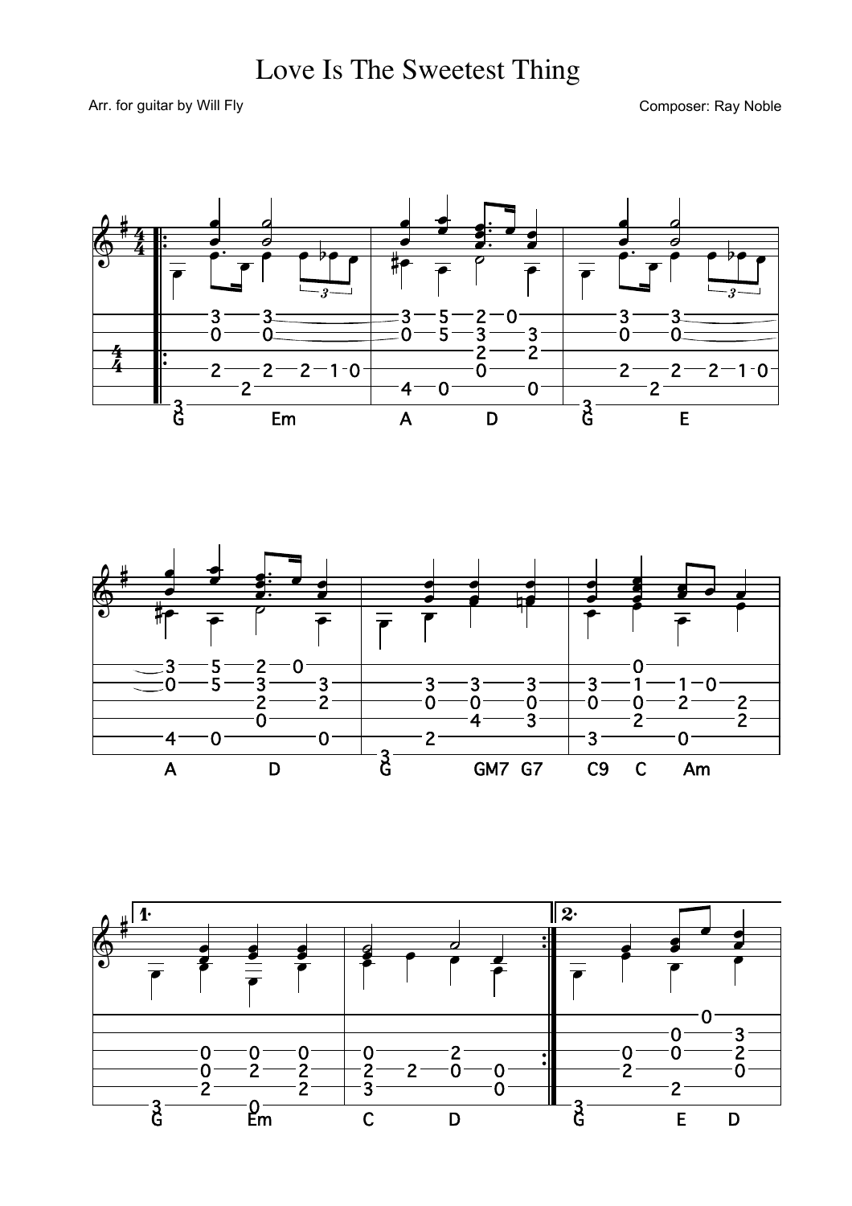# Love Is The Sweetest Thing

Arr. for guitar by Will Fly

Composer: Ray Noble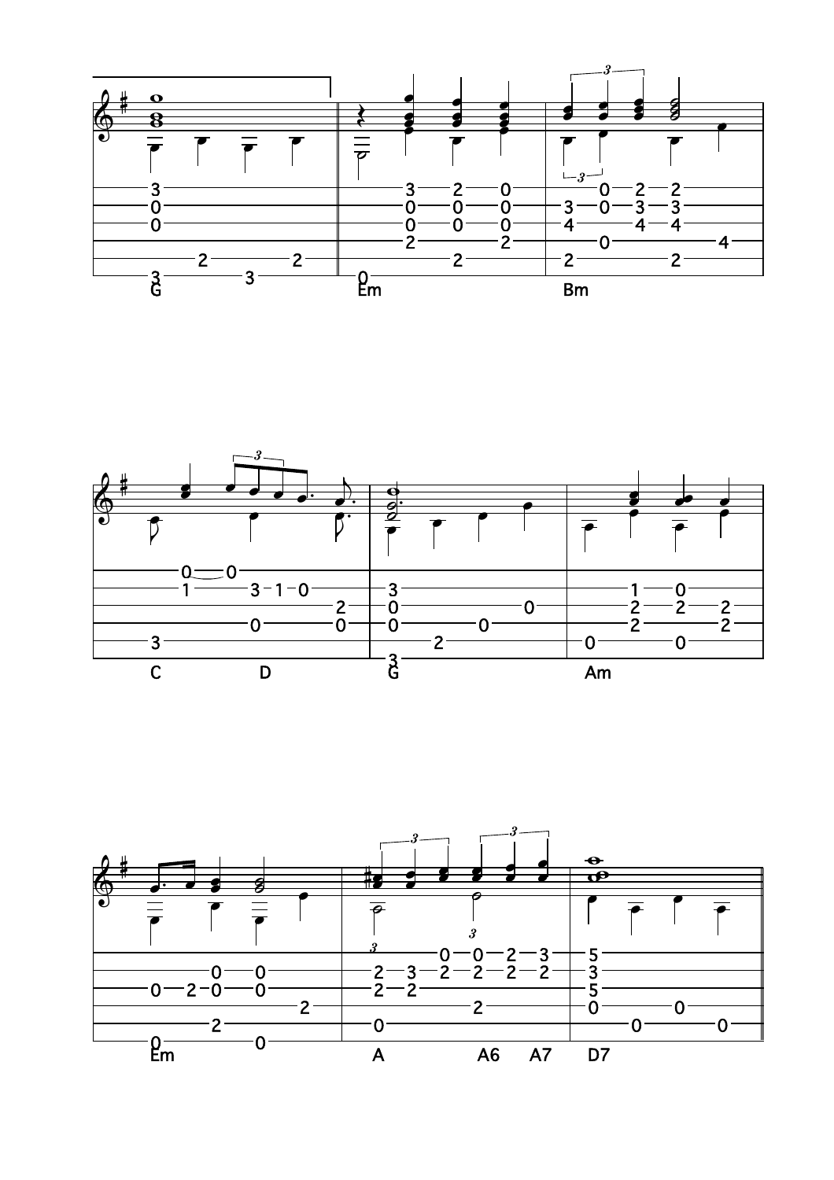G Em Bm

C D G Am

Em A A6 A7 D7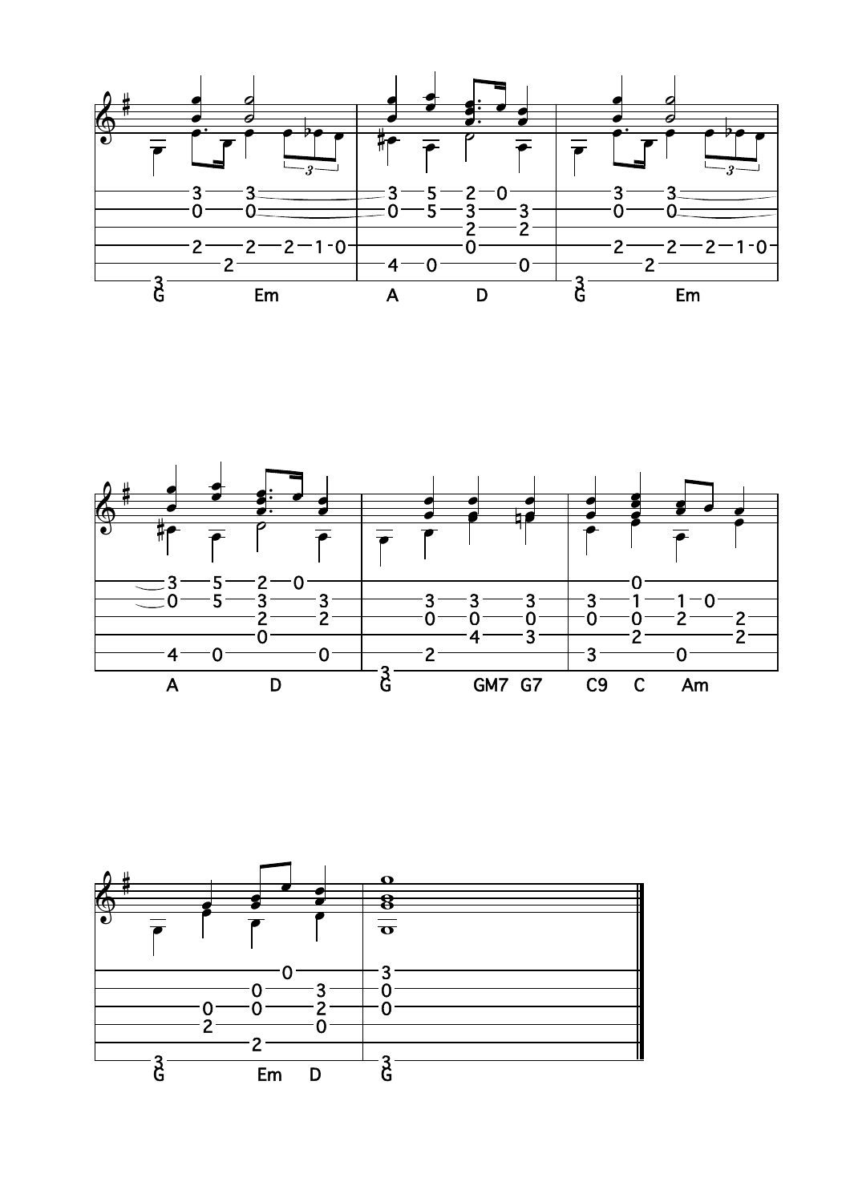G Em A D G Em

A D G GM7 G7 C9 C Am

G Em D G